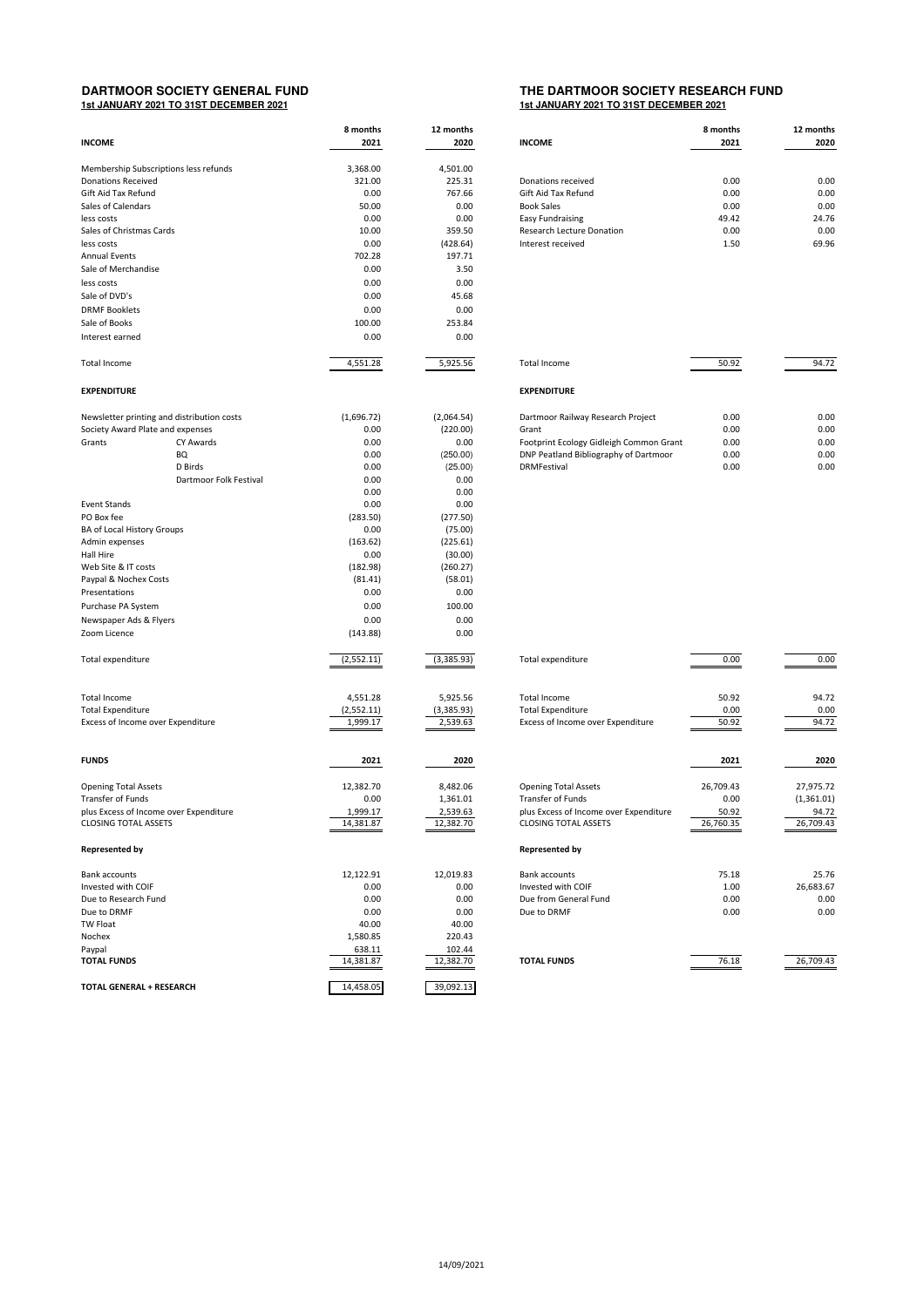# DARTMOOR SOCIETY GENERAL FUND

**1st JANUARY 2021 TO 31ST DECEMBER 2021**

| **INCOME** | | **8 months 2021** | **12 months 2020** |
|---|---|---|---|
| Membership Subscriptions less refunds | | 3,368.00 | 4,501.00 |
| Donations Received | | 321.00 | 225.31 |
| Gift Aid Tax Refund | | 0.00 | 767.66 |
| Sales of Calendars | | 50.00 | 0.00 |
| less costs | | 0.00 | 0.00 |
| Sales of Christmas Cards | | 10.00 | 359.50 |
| less costs | | 0.00 | (428.64) |
| Annual Events | | 702.28 | 197.71 |
| Sale of Merchandise | | 0.00 | 3.50 |
| less costs | | 0.00 | 0.00 |
| Sale of DVD's | | 0.00 | 45.68 |
| DRMF Booklets | | 0.00 | 0.00 |
| Sale of Books | | 100.00 | 253.84 |
| Interest earned | | 0.00 | 0.00 |
| Total Income | | 4,551.28 | 5,925.56 |
| **EXPENDITURE** | | | |
| Newsletter printing and distribution costs | | (1,696.72) | (2,064.54) |
| Society Award Plate and expenses | | 0.00 | (220.00) |
| Grants | CY Awards | 0.00 | 0.00 |
| | BQ | 0.00 | (250.00) |
| | D Birds | 0.00 | (25.00) |
| | Dartmoor Folk Festival | 0.00 | 0.00 |
| | | 0.00 | 0.00 |
| Event Stands | | 0.00 | 0.00 |
| PO Box fee | | (283.50) | (277.50) |
| BA of Local History Groups | | 0.00 | (75.00) |
| Admin expenses | | (163.62) | (225.61) |
| Hall Hire | | 0.00 | (30.00) |
| Web Site & IT costs | | (182.98) | (260.27) |
| Paypal & Nochex Costs | | (81.41) | (58.01) |
| Presentations | | 0.00 | 0.00 |
| Purchase PA System | | 0.00 | 100.00 |
| Newspaper Ads & Flyers | | 0.00 | 0.00 |
| Zoom Licence | | (143.88) | 0.00 |
| Total expenditure | | (2,552.11) | (3,385.93) |
| Total Income | | 4,551.28 | 5,925.56 |
| Total Expenditure | | (2,552.11) | (3,385.93) |
| Excess of Income over Expenditure | | 1,999.17 | 2,539.63 |

| **FUNDS** | **2021** | **2020** |
|---|---|---|
| Opening Total Assets | 12,382.70 | 8,482.06 |
| Transfer of Funds | 0.00 | 1,361.01 |
| plus Excess of Income over Expenditure | 1,999.17 | 2,539.63 |
| CLOSING TOTAL ASSETS | 14,381.87 | 12,382.70 |
| **Represented by** | | |
| Bank accounts | 12,122.91 | 12,019.83 |
| Invested with COIF | 0.00 | 0.00 |
| Due to Research Fund | 0.00 | 0.00 |
| Due to DRMF | 0.00 | 0.00 |
| TW Float | 40.00 | 40.00 |
| Nochex | 1,580.85 | 220.43 |
| Paypal | 638.11 | 102.44 |
| **TOTAL FUNDS** | 14,381.87 | 12,382.70 |
| **TOTAL GENERAL + RESEARCH** | 14,458.05 | 39,092.13 |

# THE DARTMOOR SOCIETY RESEARCH FUND

**1st JANUARY 2021 TO 31ST DECEMBER 2021**

| **INCOME** | **8 months 2021** | **12 months 2020** |
|---|---|---|
| Donations received | 0.00 | 0.00 |
| Gift Aid Tax Refund | 0.00 | 0.00 |
| Book Sales | 0.00 | 0.00 |
| Easy Fundraising | 49.42 | 24.76 |
| Research Lecture Donation | 0.00 | 0.00 |
| Interest received | 1.50 | 69.96 |
| Total Income | 50.92 | 94.72 |
| **EXPENDITURE** | | |
| Dartmoor Railway Research Project | 0.00 | 0.00 |
| Grant | 0.00 | 0.00 |
| Footprint Ecology Gidleigh Common Grant | 0.00 | 0.00 |
| DNP Peatland Bibliography of Dartmoor | 0.00 | 0.00 |
| DRMFestival | 0.00 | 0.00 |
| Total expenditure | 0.00 | 0.00 |
| Total Income | 50.92 | 94.72 |
| Total Expenditure | 0.00 | 0.00 |
| Excess of Income over Expenditure | 50.92 | 94.72 |

| | **2021** | **2020** |
|---|---|---|
| Opening Total Assets | 26,709.43 | 27,975.72 |
| Transfer of Funds | 0.00 | (1,361.01) |
| plus Excess of Income over Expenditure | 50.92 | 94.72 |
| CLOSING TOTAL ASSETS | 26,760.35 | 26,709.43 |
| **Represented by** | | |
| Bank accounts | 75.18 | 25.76 |
| Invested with COIF | 1.00 | 26,683.67 |
| Due from General Fund | 0.00 | 0.00 |
| Due to DRMF | 0.00 | 0.00 |
| **TOTAL FUNDS** | 76.18 | 26,709.43 |

14/09/2021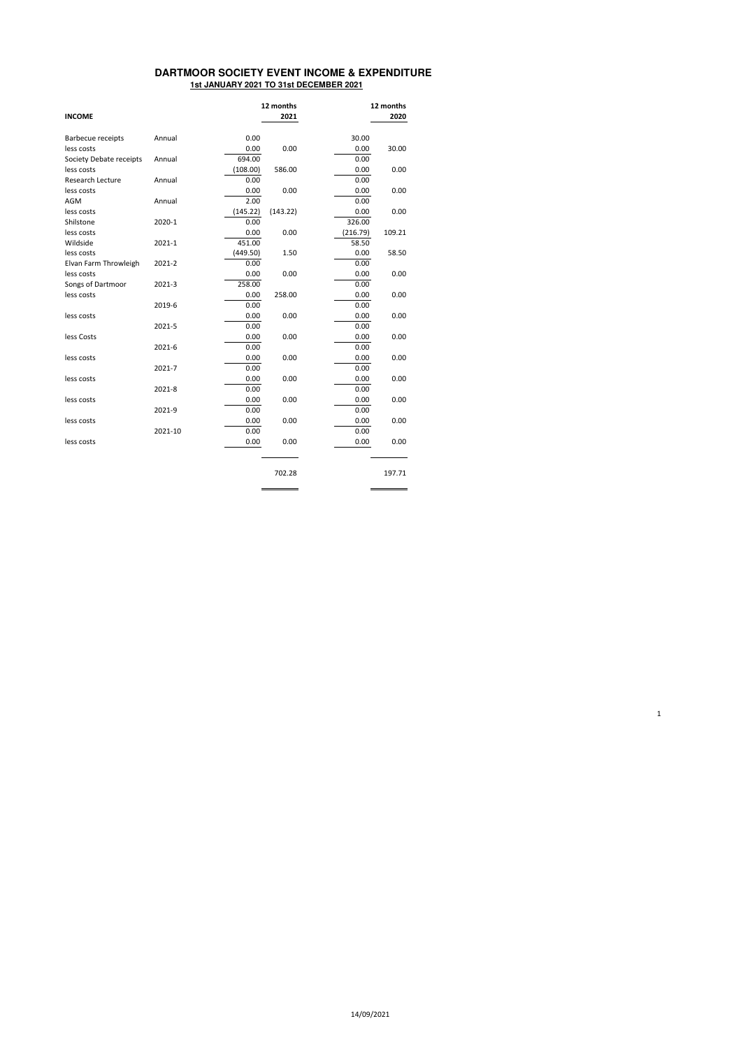# DARTMOOR SOCIETY EVENT INCOME & EXPENDITURE

**1st JANUARY 2021 TO 31st DECEMBER 2021**

| INCOME | | | 12 months 2021 | | 12 months 2020 |
|---|---|---|---|---|---|
| Barbecue receipts | Annual | 0.00 | | 30.00 | |
| less costs | | 0.00 | 0.00 | 0.00 | 30.00 |
| Society Debate receipts | Annual | 694.00 | | 0.00 | |
| less costs | | (108.00) | 586.00 | 0.00 | 0.00 |
| Research Lecture | Annual | 0.00 | | 0.00 | |
| less costs | | 0.00 | 0.00 | 0.00 | 0.00 |
| AGM | Annual | 2.00 | | 0.00 | |
| less costs | | (145.22) | (143.22) | 0.00 | 0.00 |
| Shilstone | 2020-1 | 0.00 | | 326.00 | |
| less costs | | 0.00 | 0.00 | (216.79) | 109.21 |
| Wildside | 2021-1 | 451.00 | | 58.50 | |
| less costs | | (449.50) | 1.50 | 0.00 | 58.50 |
| Elvan Farm Throwleigh | 2021-2 | 0.00 | | 0.00 | |
| less costs | | 0.00 | 0.00 | 0.00 | 0.00 |
| Songs of Dartmoor | 2021-3 | 258.00 | | 0.00 | |
| less costs | | 0.00 | 258.00 | 0.00 | 0.00 |
| | 2019-6 | 0.00 | | 0.00 | |
| less costs | | 0.00 | 0.00 | 0.00 | 0.00 |
| | 2021-5 | 0.00 | | 0.00 | |
| less Costs | | 0.00 | 0.00 | 0.00 | 0.00 |
| | 2021-6 | 0.00 | | 0.00 | |
| less costs | | 0.00 | 0.00 | 0.00 | 0.00 |
| | 2021-7 | 0.00 | | 0.00 | |
| less costs | | 0.00 | 0.00 | 0.00 | 0.00 |
| | 2021-8 | 0.00 | | 0.00 | |
| less costs | | 0.00 | 0.00 | 0.00 | 0.00 |
| | 2021-9 | 0.00 | | 0.00 | |
| less costs | | 0.00 | 0.00 | 0.00 | 0.00 |
| | 2021-10 | 0.00 | | 0.00 | |
| less costs | | 0.00 | 0.00 | 0.00 | 0.00 |
| | | | 702.28 | | 197.71 |

14/09/2021